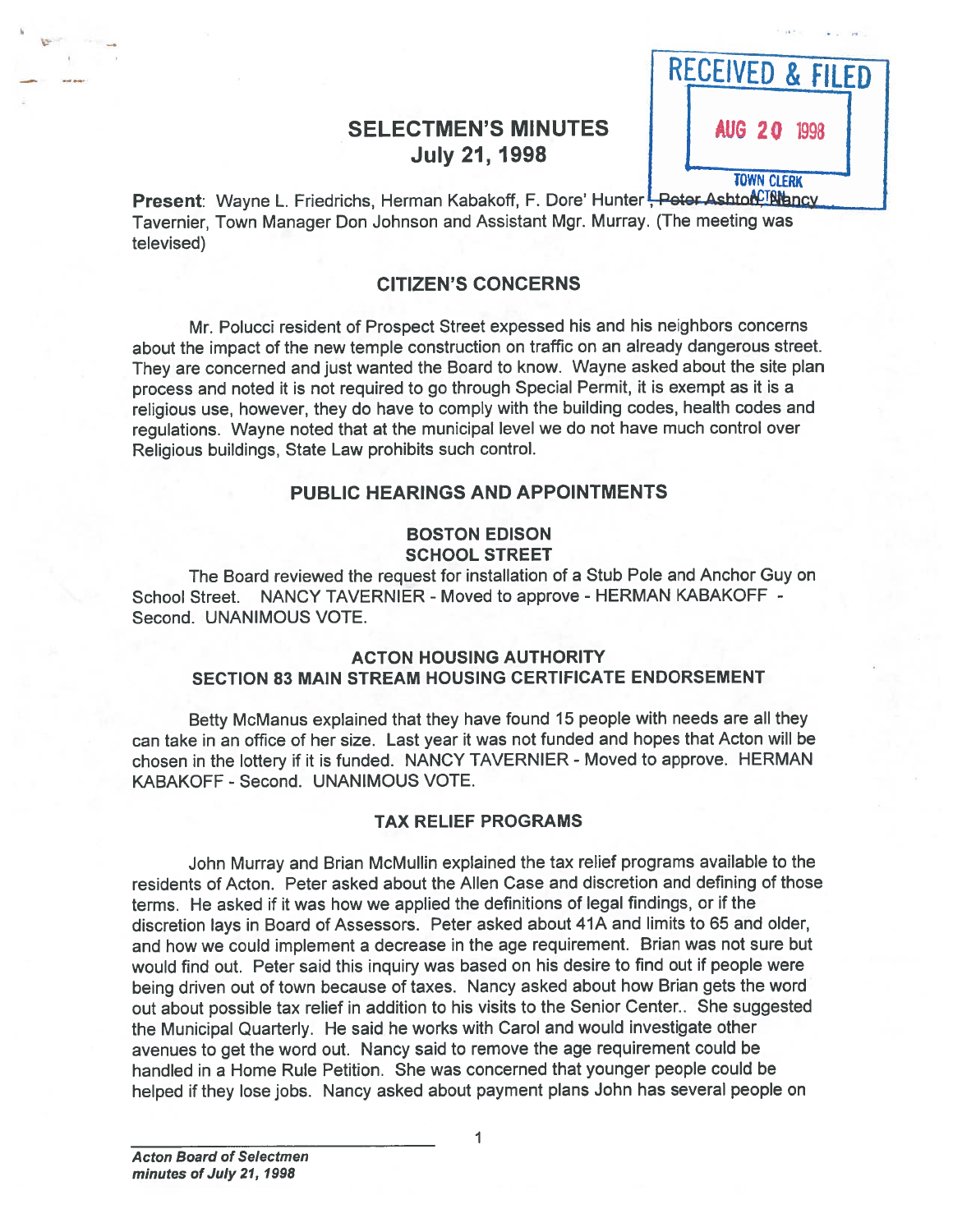RECEIVED & FILED
AUG 20 1998
TOWN CLERK
ACTON

# SELECTMEN'S MINUTES
## July 21, 1998

**Present**: Wayne L. Friedrichs, Herman Kabakoff, F. Dore' Hunter, Peter Ashton, Nancy Tavernier, Town Manager Don Johnson and Assistant Mgr. Murray. (The meeting was televised)

### CITIZEN'S CONCERNS

Mr. Polucci resident of Prospect Street expessed his and his neighbors concerns about the impact of the new temple construction on traffic on an already dangerous street. They are concerned and just wanted the Board to know. Wayne asked about the site plan process and noted it is not required to go through Special Permit, it is exempt as it is a religious use, however, they do have to comply with the building codes, health codes and regulations. Wayne noted that at the municipal level we do not have much control over Religious buildings, State Law prohibits such control.

### PUBLIC HEARINGS AND APPOINTMENTS

#### BOSTON EDISON
#### SCHOOL STREET

The Board reviewed the request for installation of a Stub Pole and Anchor Guy on School Street. NANCY TAVERNIER - Moved to approve - HERMAN KABAKOFF - Second. UNANIMOUS VOTE.

#### ACTON HOUSING AUTHORITY
#### SECTION 83 MAIN STREAM HOUSING CERTIFICATE ENDORSEMENT

Betty McManus explained that they have found 15 people with needs are all they can take in an office of her size. Last year it was not funded and hopes that Acton will be chosen in the lottery if it is funded. NANCY TAVERNIER - Moved to approve. HERMAN KABAKOFF - Second. UNANIMOUS VOTE.

#### TAX RELIEF PROGRAMS

John Murray and Brian McMullin explained the tax relief programs available to the residents of Acton. Peter asked about the Allen Case and discretion and defining of those terms. He asked if it was how we applied the definitions of legal findings, or if the discretion lays in Board of Assessors. Peter asked about 41A and limits to 65 and older, and how we could implement a decrease in the age requirement. Brian was not sure but would find out. Peter said this inquiry was based on his desire to find out if people were being driven out of town because of taxes. Nancy asked about how Brian gets the word out about possible tax relief in addition to his visits to the Senior Center.. She suggested the Municipal Quarterly. He said he works with Carol and would investigate other avenues to get the word out. Nancy said to remove the age requirement could be handled in a Home Rule Petition. She was concerned that younger people could be helped if they lose jobs. Nancy asked about payment plans John has several people on

*Acton Board of Selectmen*
*minutes of July 21, 1998*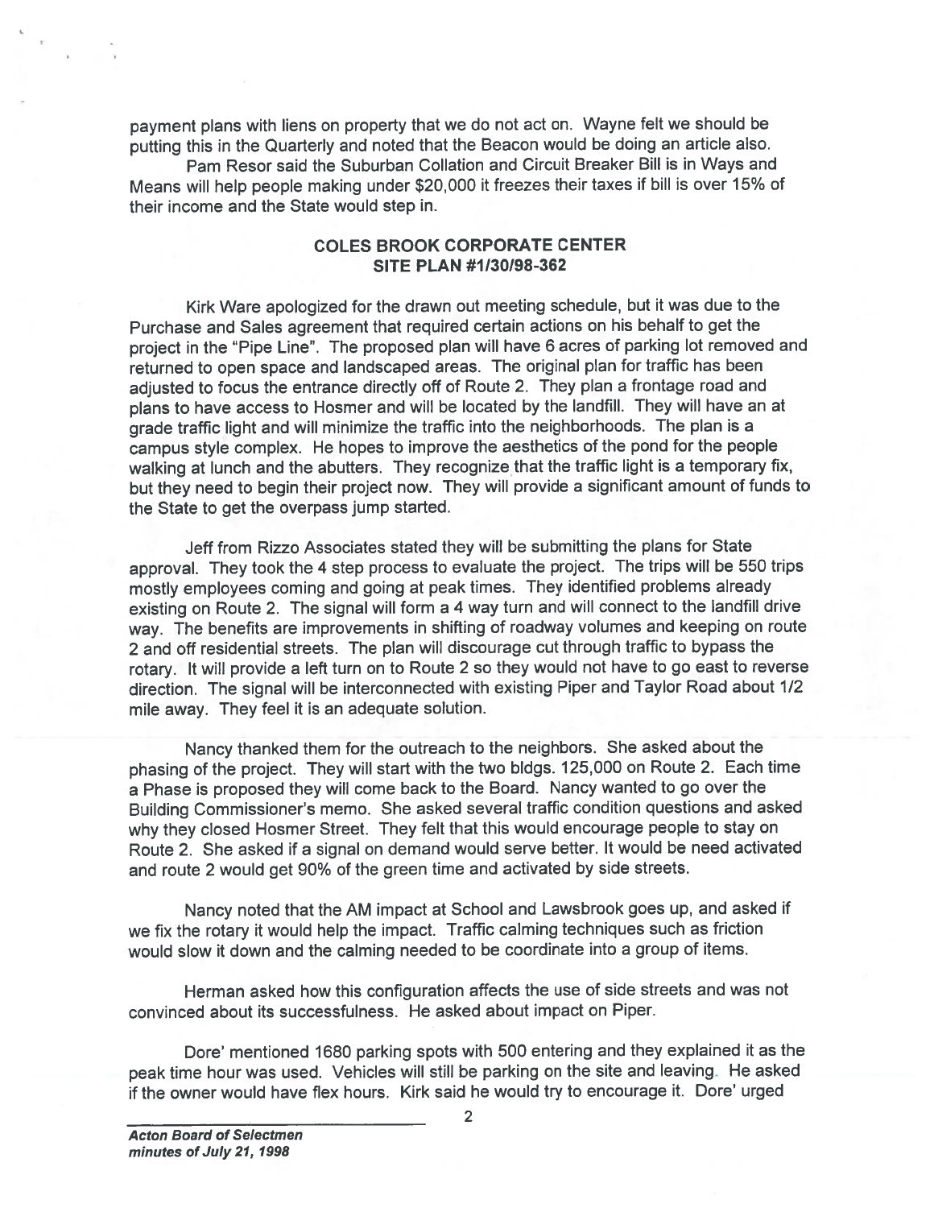payment plans with liens on property that we do not act on. Wayne felt we should be putting this in the Quarterly and noted that the Beacon would be doing an article also.

Pam Resor said the Suburban Collation and Circuit Breaker Bill is in Ways and Means will help people making under $20,000 it freezes their taxes if bill is over 15% of their income and the State would step in.

## COLES BROOK CORPORATE CENTER
## SITE PLAN #1/30/98-362

Kirk Ware apologized for the drawn out meeting schedule, but it was due to the Purchase and Sales agreement that required certain actions on his behalf to get the project in the "Pipe Line". The proposed plan will have 6 acres of parking lot removed and returned to open space and landscaped areas. The original plan for traffic has been adjusted to focus the entrance directly off of Route 2. They plan a frontage road and plans to have access to Hosmer and will be located by the landfill. They will have an at grade traffic light and will minimize the traffic into the neighborhoods. The plan is a campus style complex. He hopes to improve the aesthetics of the pond for the people walking at lunch and the abutters. They recognize that the traffic light is a temporary fix, but they need to begin their project now. They will provide a significant amount of funds to the State to get the overpass jump started.

Jeff from Rizzo Associates stated they will be submitting the plans for State approval. They took the 4 step process to evaluate the project. The trips will be 550 trips mostly employees coming and going at peak times. They identified problems already existing on Route 2. The signal will form a 4 way turn and will connect to the landfill drive way. The benefits are improvements in shifting of roadway volumes and keeping on route 2 and off residential streets. The plan will discourage cut through traffic to bypass the rotary. It will provide a left turn on to Route 2 so they would not have to go east to reverse direction. The signal will be interconnected with existing Piper and Taylor Road about 1/2 mile away. They feel it is an adequate solution.

Nancy thanked them for the outreach to the neighbors. She asked about the phasing of the project. They will start with the two bldgs. 125,000 on Route 2. Each time a Phase is proposed they will come back to the Board. Nancy wanted to go over the Building Commissioner's memo. She asked several traffic condition questions and asked why they closed Hosmer Street. They felt that this would encourage people to stay on Route 2. She asked if a signal on demand would serve better. It would be need activated and route 2 would get 90% of the green time and activated by side streets.

Nancy noted that the AM impact at School and Lawsbrook goes up, and asked if we fix the rotary it would help the impact. Traffic calming techniques such as friction would slow it down and the calming needed to be coordinate into a group of items.

Herman asked how this configuration affects the use of side streets and was not convinced about its successfulness. He asked about impact on Piper.

Dore' mentioned 1680 parking spots with 500 entering and they explained it as the peak time hour was used. Vehicles will still be parking on the site and leaving. He asked if the owner would have flex hours. Kirk said he would try to encourage it. Dore' urged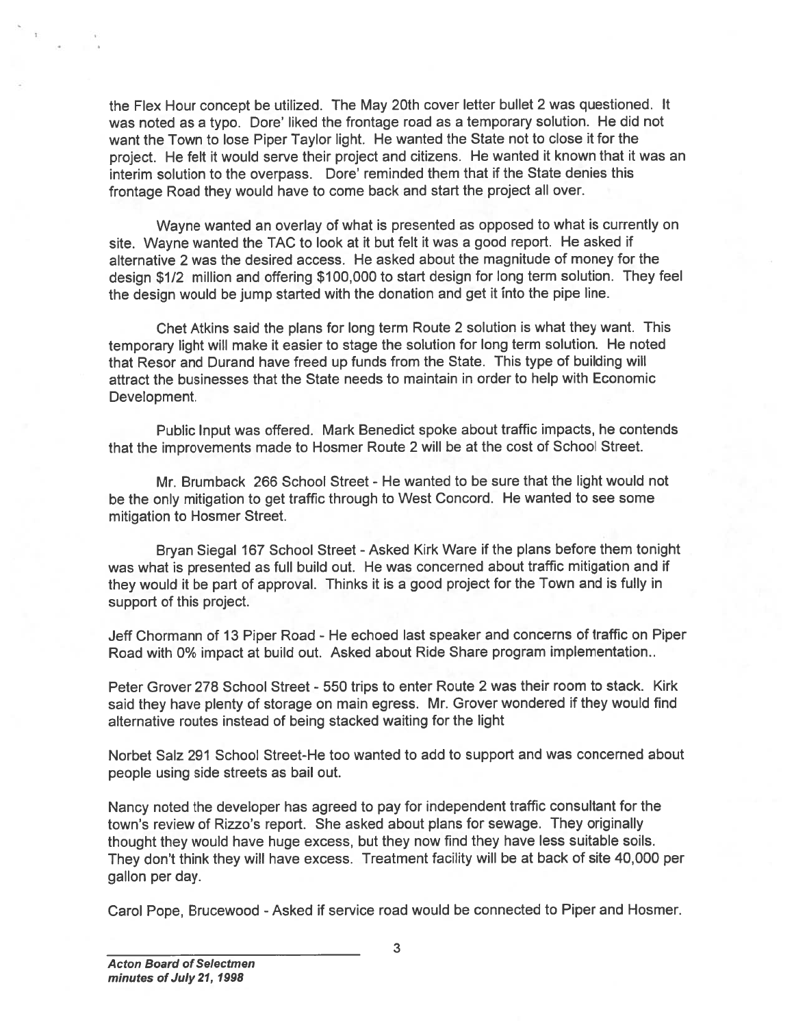the Flex Hour concept be utilized. The May 20th cover letter bullet 2 was questioned. It was noted as a typo. Dore' liked the frontage road as a temporary solution. He did not want the Town to lose Piper Taylor light. He wanted the State not to close it for the project. He felt it would serve their project and citizens. He wanted it known that it was an interim solution to the overpass. Dore' reminded them that if the State denies this frontage Road they would have to come back and start the project all over.

Wayne wanted an overlay of what is presented as opposed to what is currently on site. Wayne wanted the TAC to look at it but felt it was a good report. He asked if alternative 2 was the desired access. He asked about the magnitude of money for the design $1/2 million and offering $100,000 to start design for long term solution. They feel the design would be jump started with the donation and get it into the pipe line.

Chet Atkins said the plans for long term Route 2 solution is what they want. This temporary light will make it easier to stage the solution for long term solution. He noted that Resor and Durand have freed up funds from the State. This type of building will attract the businesses that the State needs to maintain in order to help with Economic Development.

Public Input was offered. Mark Benedict spoke about traffic impacts, he contends that the improvements made to Hosmer Route 2 will be at the cost of School Street.

Mr. Brumback 266 School Street - He wanted to be sure that the light would not be the only mitigation to get traffic through to West Concord. He wanted to see some mitigation to Hosmer Street.

Bryan Siegal 167 School Street - Asked Kirk Ware if the plans before them tonight was what is presented as full build out. He was concerned about traffic mitigation and if they would it be part of approval. Thinks it is a good project for the Town and is fully in support of this project.

Jeff Chormann of 13 Piper Road - He echoed last speaker and concerns of traffic on Piper Road with 0% impact at build out. Asked about Ride Share program implementation..

Peter Grover 278 School Street - 550 trips to enter Route 2 was their room to stack. Kirk said they have plenty of storage on main egress. Mr. Grover wondered if they would find alternative routes instead of being stacked waiting for the light

Norbet Salz 291 School Street-He too wanted to add to support and was concerned about people using side streets as bail out.

Nancy noted the developer has agreed to pay for independent traffic consultant for the town's review of Rizzo's report. She asked about plans for sewage. They originally thought they would have huge excess, but they now find they have less suitable soils. They don't think they will have excess. Treatment facility will be at back of site 40,000 per gallon per day.

Carol Pope, Brucewood - Asked if service road would be connected to Piper and Hosmer.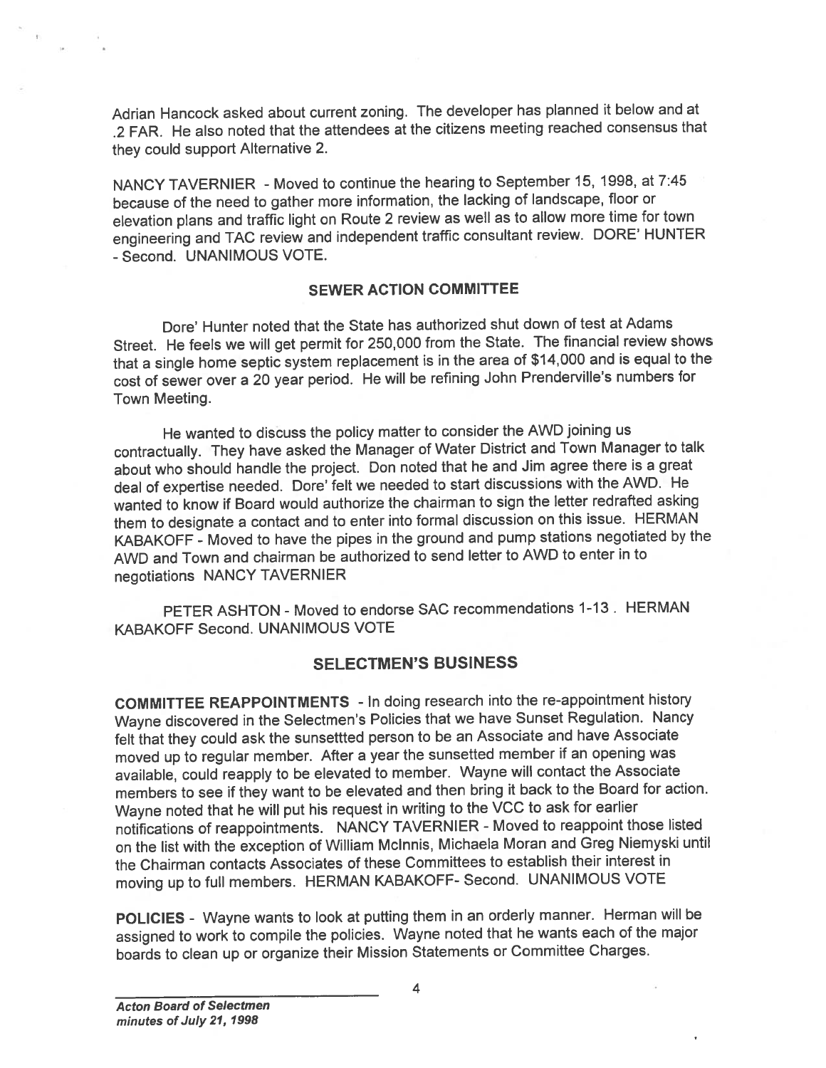Adrian Hancock asked about current zoning. The developer has planned it below and at .2 FAR. He also noted that the attendees at the citizens meeting reached consensus that they could support Alternative 2.

NANCY TAVERNIER - Moved to continue the hearing to September 15, 1998, at 7:45 because of the need to gather more information, the lacking of landscape, floor or elevation plans and traffic light on Route 2 review as well as to allow more time for town engineering and TAC review and independent traffic consultant review. DORE' HUNTER - Second. UNANIMOUS VOTE.

## SEWER ACTION COMMITTEE

Dore' Hunter noted that the State has authorized shut down of test at Adams Street. He feels we will get permit for 250,000 from the State. The financial review shows that a single home septic system replacement is in the area of $14,000 and is equal to the cost of sewer over a 20 year period. He will be refining John Prenderville's numbers for Town Meeting.

He wanted to discuss the policy matter to consider the AWD joining us contractually. They have asked the Manager of Water District and Town Manager to talk about who should handle the project. Don noted that he and Jim agree there is a great deal of expertise needed. Dore' felt we needed to start discussions with the AWD. He wanted to know if Board would authorize the chairman to sign the letter redrafted asking them to designate a contact and to enter into formal discussion on this issue. HERMAN KABAKOFF - Moved to have the pipes in the ground and pump stations negotiated by the AWD and Town and chairman be authorized to send letter to AWD to enter in to negotiations NANCY TAVERNIER

PETER ASHTON - Moved to endorse SAC recommendations 1-13 . HERMAN KABAKOFF Second. UNANIMOUS VOTE

## SELECTMEN'S BUSINESS

**COMMITTEE REAPPOINTMENTS** - In doing research into the re-appointment history Wayne discovered in the Selectmen's Policies that we have Sunset Regulation. Nancy felt that they could ask the sunsettted person to be an Associate and have Associate moved up to regular member. After a year the sunsetted member if an opening was available, could reapply to be elevated to member. Wayne will contact the Associate members to see if they want to be elevated and then bring it back to the Board for action. Wayne noted that he will put his request in writing to the VCC to ask for earlier notifications of reappointments. NANCY TAVERNIER - Moved to reappoint those listed on the list with the exception of William McInnis, Michaela Moran and Greg Niemyski until the Chairman contacts Associates of these Committees to establish their interest in moving up to full members. HERMAN KABAKOFF- Second. UNANIMOUS VOTE

**POLICIES** - Wayne wants to look at putting them in an orderly manner. Herman will be assigned to work to compile the policies. Wayne noted that he wants each of the major boards to clean up or organize their Mission Statements or Committee Charges.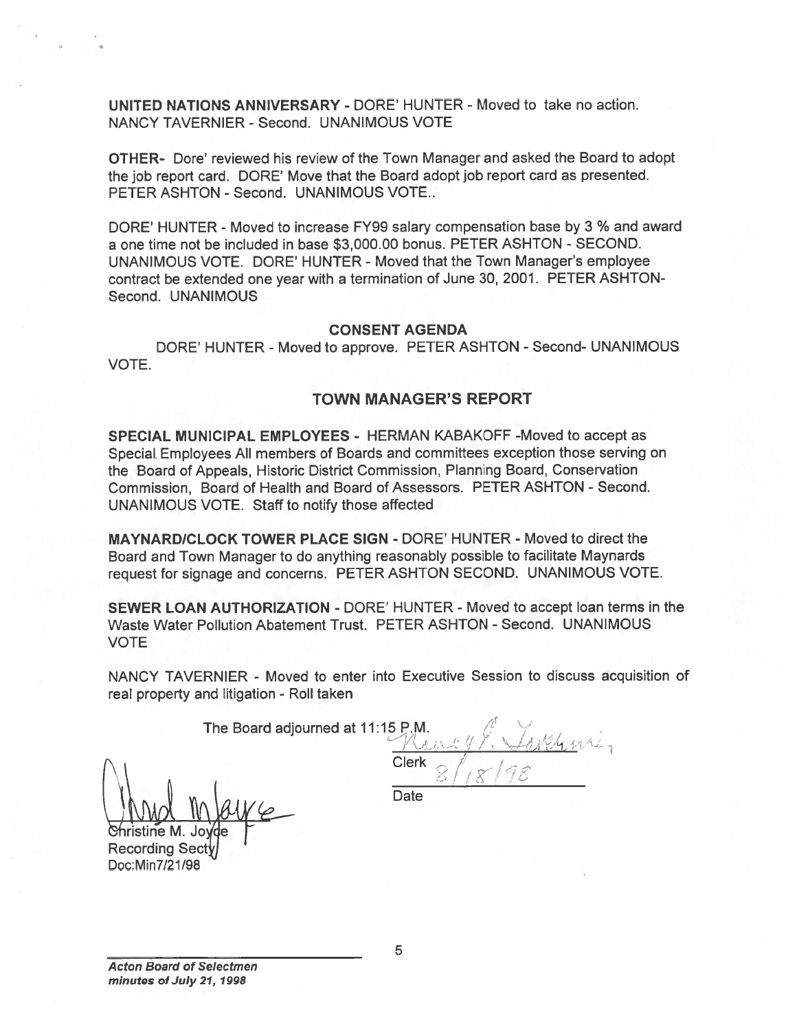**UNITED NATIONS ANNIVERSARY** - DORE' HUNTER - Moved to take no action. NANCY TAVERNIER - Second. UNANIMOUS VOTE

**OTHER-** Dore' reviewed his review of the Town Manager and asked the Board to adopt the job report card. DORE' Move that the Board adopt job report card as presented. PETER ASHTON - Second. UNANIMOUS VOTE..

DORE' HUNTER - Moved to increase FY99 salary compensation base by 3 % and award a one time not be included in base $3,000.00 bonus. PETER ASHTON - SECOND. UNANIMOUS VOTE. DORE' HUNTER - Moved that the Town Manager's employee contract be extended one year with a termination of June 30, 2001. PETER ASHTON- Second. UNANIMOUS

## CONSENT AGENDA

DORE' HUNTER - Moved to approve. PETER ASHTON - Second- UNANIMOUS VOTE.

## TOWN MANAGER'S REPORT

**SPECIAL MUNICIPAL EMPLOYEES** - HERMAN KABAKOFF -Moved to accept as Special Employees All members of Boards and committees exception those serving on the Board of Appeals, Historic District Commission, Planning Board, Conservation Commission, Board of Health and Board of Assessors. PETER ASHTON - Second. UNANIMOUS VOTE. Staff to notify those affected

**MAYNARD/CLOCK TOWER PLACE SIGN** - DORE' HUNTER - Moved to direct the Board and Town Manager to do anything reasonably possible to facilitate Maynards request for signage and concerns. PETER ASHTON SECOND. UNANIMOUS VOTE.

**SEWER LOAN AUTHORIZATION** - DORE' HUNTER - Moved to accept loan terms in the Waste Water Pollution Abatement Trust. PETER ASHTON - Second. UNANIMOUS VOTE

NANCY TAVERNIER - Moved to enter into Executive Session to discuss acquisition of real property and litigation - Roll taken

The Board adjourned at 11:15 P.M.

Nancy E. Tavernier
Clerk
8/18/98
Date

Christine M. Joyce
Recording Secty
Doc:Min7/21/98

*Acton Board of Selectmen*
*minutes of July 21, 1998*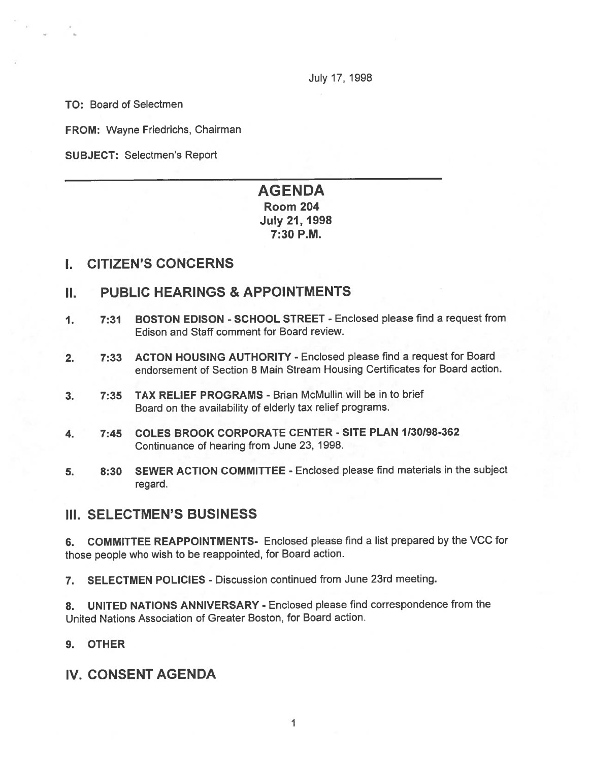July 17, 1998

**TO:** Board of Selectmen

**FROM:** Wayne Friedrichs, Chairman

**SUBJECT:** Selectmen's Report

---

# AGENDA

**Room 204**
**July 21, 1998**
**7:30 P.M.**

## I. CITIZEN'S CONCERNS

## II. PUBLIC HEARINGS & APPOINTMENTS

1. **7:31 BOSTON EDISON - SCHOOL STREET** - Enclosed please find a request from Edison and Staff comment for Board review.

2. **7:33 ACTON HOUSING AUTHORITY** - Enclosed please find a request for Board endorsement of Section 8 Main Stream Housing Certificates for Board action.

3. **7:35 TAX RELIEF PROGRAMS** - Brian McMullin will be in to brief Board on the availability of elderly tax relief programs.

4. **7:45 COLES BROOK CORPORATE CENTER - SITE PLAN 1/30/98-362** Continuance of hearing from June 23, 1998.

5. **8:30 SEWER ACTION COMMITTEE** - Enclosed please find materials in the subject regard.

## III. SELECTMEN'S BUSINESS

6. **COMMITTEE REAPPOINTMENTS**- Enclosed please find a list prepared by the VCC for those people who wish to be reappointed, for Board action.

7. **SELECTMEN POLICIES** - Discussion continued from June 23rd meeting.

8. **UNITED NATIONS ANNIVERSARY** - Enclosed please find correspondence from the United Nations Association of Greater Boston, for Board action.

9. **OTHER**

## IV. CONSENT AGENDA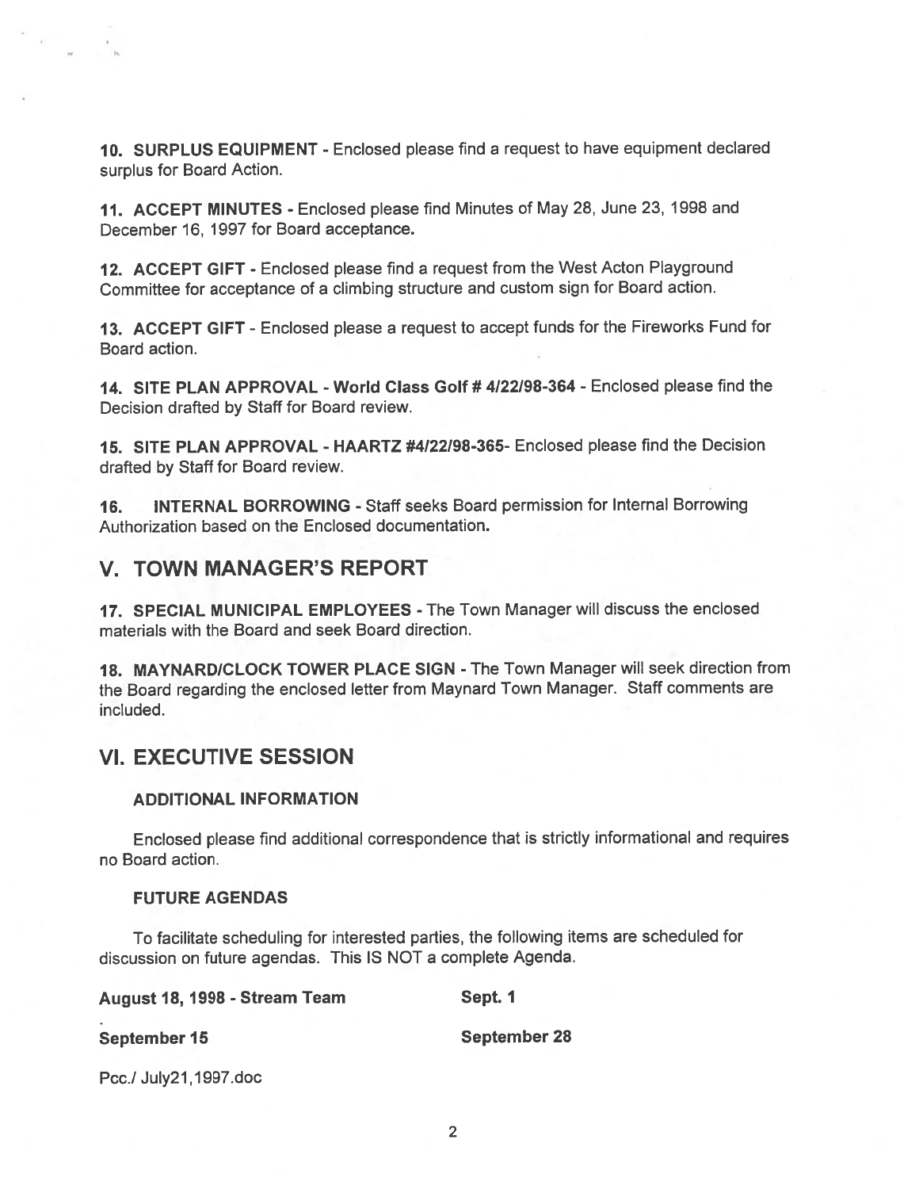**10. SURPLUS EQUIPMENT** - Enclosed please find a request to have equipment declared surplus for Board Action.

**11. ACCEPT MINUTES** - Enclosed please find Minutes of May 28, June 23, 1998 and December 16, 1997 for Board acceptance.

**12. ACCEPT GIFT** - Enclosed please find a request from the West Acton Playground Committee for acceptance of a climbing structure and custom sign for Board action.

**13. ACCEPT GIFT** - Enclosed please a request to accept funds for the Fireworks Fund for Board action.

**14. SITE PLAN APPROVAL - World Class Golf # 4/22/98-364** - Enclosed please find the Decision drafted by Staff for Board review.

**15. SITE PLAN APPROVAL - HAARTZ #4/22/98-365**- Enclosed please find the Decision drafted by Staff for Board review.

**16. INTERNAL BORROWING** - Staff seeks Board permission for Internal Borrowing Authorization based on the Enclosed documentation.

## V. TOWN MANAGER'S REPORT

**17. SPECIAL MUNICIPAL EMPLOYEES** - The Town Manager will discuss the enclosed materials with the Board and seek Board direction.

**18. MAYNARD/CLOCK TOWER PLACE SIGN** - The Town Manager will seek direction from the Board regarding the enclosed letter from Maynard Town Manager. Staff comments are included.

## VI. EXECUTIVE SESSION

### ADDITIONAL INFORMATION

Enclosed please find additional correspondence that is strictly informational and requires no Board action.

### FUTURE AGENDAS

To facilitate scheduling for interested parties, the following items are scheduled for discussion on future agendas. This IS NOT a complete Agenda.

**August 18, 1998 - Stream Team** **Sept. 1**

**September 15** **September 28**

Pcc./ July21,1997.doc